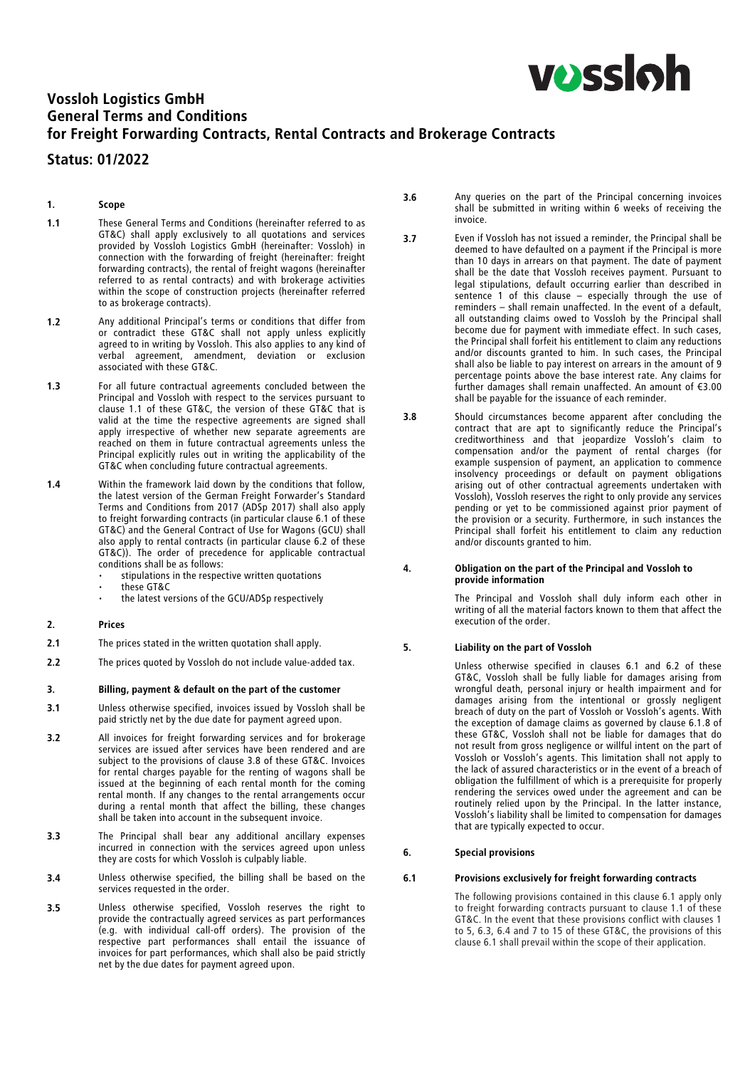# Vossloh Logistics GmbH
# General Terms and Conditions
# for Freight Forwarding Contracts, Rental Contracts and Brokerage Contracts

## Status: 01/2022

### 1. Scope

**1.1** These General Terms and Conditions (hereinafter referred to as GT&C) shall apply exclusively to all quotations and services provided by Vossloh Logistics GmbH (hereinafter: Vossloh) in connection with the forwarding of freight (hereinafter: freight forwarding contracts), the rental of freight wagons (hereinafter referred to as rental contracts) and with brokerage activities within the scope of construction projects (hereinafter referred to as brokerage contracts).

**1.2** Any additional Principal's terms or conditions that differ from or contradict these GT&C shall not apply unless explicitly agreed to in writing by Vossloh. This also applies to any kind of verbal agreement, amendment, deviation or exclusion associated with these GT&C.

**1.3** For all future contractual agreements concluded between the Principal and Vossloh with respect to the services pursuant to clause 1.1 of these GT&C, the version of these GT&C that is valid at the time the respective agreements are signed shall apply irrespective of whether new separate agreements are reached on them in future contractual agreements unless the Principal explicitly rules out in writing the applicability of the GT&C when concluding future contractual agreements.

**1.4** Within the framework laid down by the conditions that follow, the latest version of the German Freight Forwarder's Standard Terms and Conditions from 2017 (ADSp 2017) shall also apply to freight forwarding contracts (in particular clause 6.1 of these GT&C) and the General Contract of Use for Wagons (GCU) shall also apply to rental contracts (in particular clause 6.2 of these GT&C)). The order of precedence for applicable contractual conditions shall be as follows:

- stipulations in the respective written quotations
- these GT&C
- the latest versions of the GCU/ADSp respectively

### 2. Prices

**2.1** The prices stated in the written quotation shall apply.

**2.2** The prices quoted by Vossloh do not include value-added tax.

### 3. Billing, payment & default on the part of the customer

**3.1** Unless otherwise specified, invoices issued by Vossloh shall be paid strictly net by the due date for payment agreed upon.

**3.2** All invoices for freight forwarding services and for brokerage services are issued after services have been rendered and are subject to the provisions of clause 3.8 of these GT&C. Invoices for rental charges payable for the renting of wagons shall be issued at the beginning of each rental month for the coming rental month. If any changes to the rental arrangements occur during a rental month that affect the billing, these changes shall be taken into account in the subsequent invoice.

**3.3** The Principal shall bear any additional ancillary expenses incurred in connection with the services agreed upon unless they are costs for which Vossloh is culpably liable.

**3.4** Unless otherwise specified, the billing shall be based on the services requested in the order.

**3.5** Unless otherwise specified, Vossloh reserves the right to provide the contractually agreed services as part performances (e.g. with individual call-off orders). The provision of the respective part performances shall entail the issuance of invoices for part performances, which shall also be paid strictly net by the due dates for payment agreed upon.

**3.6** Any queries on the part of the Principal concerning invoices shall be submitted in writing within 6 weeks of receiving the invoice.

**3.7** Even if Vossloh has not issued a reminder, the Principal shall be deemed to have defaulted on a payment if the Principal is more than 10 days in arrears on that payment. The date of payment shall be the date that Vossloh receives payment. Pursuant to legal stipulations, default occurring earlier than described in sentence 1 of this clause – especially through the use of reminders – shall remain unaffected. In the event of a default, all outstanding claims owed to Vossloh by the Principal shall become due for payment with immediate effect. In such cases, the Principal shall forfeit his entitlement to claim any reductions and/or discounts granted to him. In such cases, the Principal shall also be liable to pay interest on arrears in the amount of 9 percentage points above the base interest rate. Any claims for further damages shall remain unaffected. An amount of €3.00 shall be payable for the issuance of each reminder.

**3.8** Should circumstances become apparent after concluding the contract that are apt to significantly reduce the Principal's creditworthiness and that jeopardize Vossloh's claim to compensation and/or the payment of rental charges (for example suspension of payment, an application to commence insolvency proceedings or default on payment obligations arising out of other contractual agreements undertaken with Vossloh), Vossloh reserves the right to only provide any services pending or yet to be commissioned against prior payment of the provision or a security. Furthermore, in such instances the Principal shall forfeit his entitlement to claim any reduction and/or discounts granted to him.

### 4. Obligation on the part of the Principal and Vossloh to provide information

The Principal and Vossloh shall duly inform each other in writing of all the material factors known to them that affect the execution of the order.

### 5. Liability on the part of Vossloh

Unless otherwise specified in clauses 6.1 and 6.2 of these GT&C, Vossloh shall be fully liable for damages arising from wrongful death, personal injury or health impairment and for damages arising from the intentional or grossly negligent breach of duty on the part of Vossloh or Vossloh's agents. With the exception of damage claims as governed by clause 6.1.8 of these GT&C, Vossloh shall not be liable for damages that do not result from gross negligence or willful intent on the part of Vossloh or Vossloh's agents. This limitation shall not apply to the lack of assured characteristics or in the event of a breach of obligation the fulfillment of which is a prerequisite for properly rendering the services owed under the agreement and can be routinely relied upon by the Principal. In the latter instance, Vossloh's liability shall be limited to compensation for damages that are typically expected to occur.

### 6. Special provisions

#### 6.1 Provisions exclusively for freight forwarding contracts

The following provisions contained in this clause 6.1 apply only to freight forwarding contracts pursuant to clause 1.1 of these GT&C. In the event that these provisions conflict with clauses 1 to 5, 6.3, 6.4 and 7 to 15 of these GT&C, the provisions of this clause 6.1 shall prevail within the scope of their application.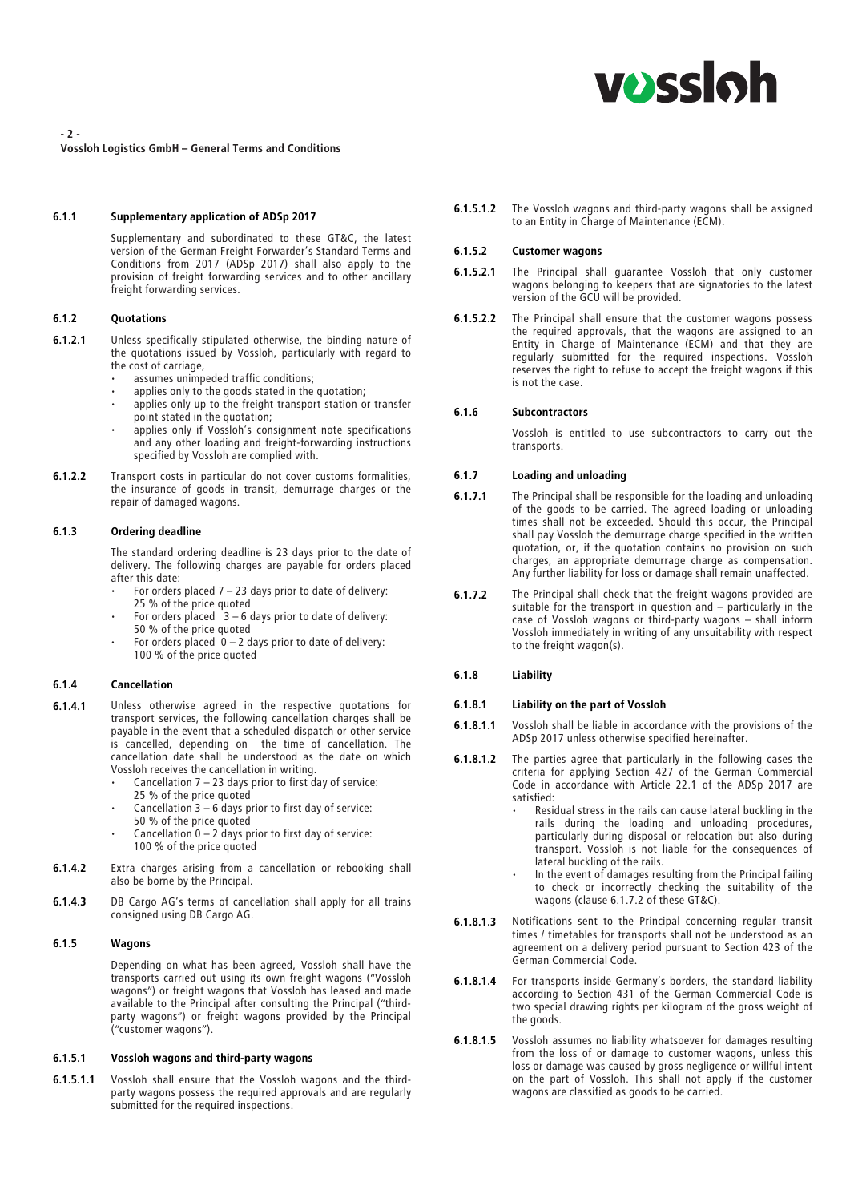#### 6.1.1 Supplementary application of ADSp 2017

Supplementary and subordinated to these GT&C, the latest version of the German Freight Forwarder's Standard Terms and Conditions from 2017 (ADSp 2017) shall also apply to the provision of freight forwarding services and to other ancillary freight forwarding services.

#### 6.1.2 Quotations

**6.1.2.1** Unless specifically stipulated otherwise, the binding nature of the quotations issued by Vossloh, particularly with regard to the cost of carriage,

- assumes unimpeded traffic conditions;
- applies only to the goods stated in the quotation;
- applies only up to the freight transport station or transfer point stated in the quotation;
- applies only if Vossloh's consignment note specifications and any other loading and freight-forwarding instructions specified by Vossloh are complied with.

**6.1.2.2** Transport costs in particular do not cover customs formalities, the insurance of goods in transit, demurrage charges or the repair of damaged wagons.

#### 6.1.3 Ordering deadline

The standard ordering deadline is 23 days prior to the date of delivery. The following charges are payable for orders placed after this date:

- For orders placed 7 – 23 days prior to date of delivery: 25 % of the price quoted
- For orders placed 3 – 6 days prior to date of delivery: 50 % of the price quoted
- For orders placed 0 – 2 days prior to date of delivery: 100 % of the price quoted

#### 6.1.4 Cancellation

**6.1.4.1** Unless otherwise agreed in the respective quotations for transport services, the following cancellation charges shall be payable in the event that a scheduled dispatch or other service is cancelled, depending on the time of cancellation. The cancellation date shall be understood as the date on which Vossloh receives the cancellation in writing.

- Cancellation 7 – 23 days prior to first day of service: 25 % of the price quoted
- Cancellation 3 – 6 days prior to first day of service: 50 % of the price quoted
- Cancellation 0 – 2 days prior to first day of service: 100 % of the price quoted

**6.1.4.2** Extra charges arising from a cancellation or rebooking shall also be borne by the Principal.

**6.1.4.3** DB Cargo AG's terms of cancellation shall apply for all trains consigned using DB Cargo AG.

#### 6.1.5 Wagons

Depending on what has been agreed, Vossloh shall have the transports carried out using its own freight wagons ("Vossloh wagons") or freight wagons that Vossloh has leased and made available to the Principal after consulting the Principal ("third-party wagons") or freight wagons provided by the Principal ("customer wagons").

#### 6.1.5.1 Vossloh wagons and third-party wagons

**6.1.5.1.1** Vossloh shall ensure that the Vossloh wagons and the third-party wagons possess the required approvals and are regularly submitted for the required inspections.

**6.1.5.1.2** The Vossloh wagons and third-party wagons shall be assigned to an Entity in Charge of Maintenance (ECM).

#### 6.1.5.2 Customer wagons

**6.1.5.2.1** The Principal shall guarantee Vossloh that only customer wagons belonging to keepers that are signatories to the latest version of the GCU will be provided.

**6.1.5.2.2** The Principal shall ensure that the customer wagons possess the required approvals, that the wagons are assigned to an Entity in Charge of Maintenance (ECM) and that they are regularly submitted for the required inspections. Vossloh reserves the right to refuse to accept the freight wagons if this is not the case.

#### 6.1.6 Subcontractors

Vossloh is entitled to use subcontractors to carry out the transports.

#### 6.1.7 Loading and unloading

**6.1.7.1** The Principal shall be responsible for the loading and unloading of the goods to be carried. The agreed loading or unloading times shall not be exceeded. Should this occur, the Principal shall pay Vossloh the demurrage charge specified in the written quotation, or, if the quotation contains no provision on such charges, an appropriate demurrage charge as compensation. Any further liability for loss or damage shall remain unaffected.

**6.1.7.2** The Principal shall check that the freight wagons provided are suitable for the transport in question and – particularly in the case of Vossloh wagons or third-party wagons – shall inform Vossloh immediately in writing of any unsuitability with respect to the freight wagon(s).

#### 6.1.8 Liability

#### 6.1.8.1 Liability on the part of Vossloh

**6.1.8.1.1** Vossloh shall be liable in accordance with the provisions of the ADSp 2017 unless otherwise specified hereinafter.

**6.1.8.1.2** The parties agree that particularly in the following cases the criteria for applying Section 427 of the German Commercial Code in accordance with Article 22.1 of the ADSp 2017 are satisfied:

- Residual stress in the rails can cause lateral buckling in the rails during the loading and unloading procedures, particularly during disposal or relocation but also during transport. Vossloh is not liable for the consequences of lateral buckling of the rails.
- In the event of damages resulting from the Principal failing to check or incorrectly checking the suitability of the wagons (clause 6.1.7.2 of these GT&C).

**6.1.8.1.3** Notifications sent to the Principal concerning regular transit times / timetables for transports shall not be understood as an agreement on a delivery period pursuant to Section 423 of the German Commercial Code.

**6.1.8.1.4** For transports inside Germany's borders, the standard liability according to Section 431 of the German Commercial Code is two special drawing rights per kilogram of the gross weight of the goods.

**6.1.8.1.5** Vossloh assumes no liability whatsoever for damages resulting from the loss of or damage to customer wagons, unless this loss or damage was caused by gross negligence or willful intent on the part of Vossloh. This shall not apply if the customer wagons are classified as goods to be carried.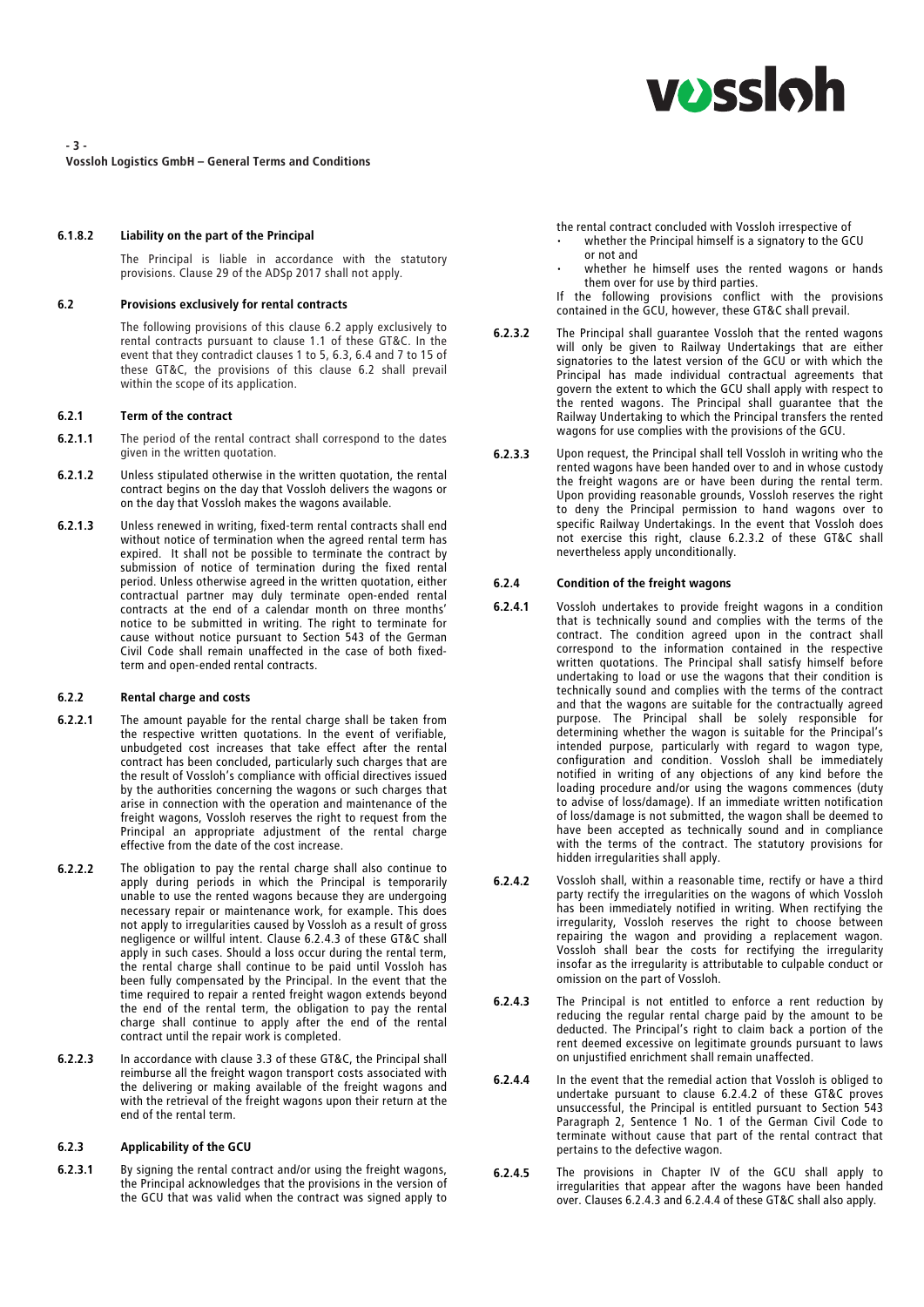#### 6.1.8.2 Liability on the part of the Principal

The Principal is liable in accordance with the statutory provisions. Clause 29 of the ADSp 2017 shall not apply.

### 6.2 Provisions exclusively for rental contracts

The following provisions of this clause 6.2 apply exclusively to rental contracts pursuant to clause 1.1 of these GT&C. In the event that they contradict clauses 1 to 5, 6.3, 6.4 and 7 to 15 of these GT&C, the provisions of this clause 6.2 shall prevail within the scope of its application.

#### 6.2.1 Term of the contract

**6.2.1.1** The period of the rental contract shall correspond to the dates given in the written quotation.

**6.2.1.2** Unless stipulated otherwise in the written quotation, the rental contract begins on the day that Vossloh delivers the wagons or on the day that Vossloh makes the wagons available.

**6.2.1.3** Unless renewed in writing, fixed-term rental contracts shall end without notice of termination when the agreed rental term has expired. It shall not be possible to terminate the contract by submission of notice of termination during the fixed rental period. Unless otherwise agreed in the written quotation, either contractual partner may duly terminate open-ended rental contracts at the end of a calendar month on three months' notice to be submitted in writing. The right to terminate for cause without notice pursuant to Section 543 of the German Civil Code shall remain unaffected in the case of both fixed-term and open-ended rental contracts.

#### 6.2.2 Rental charge and costs

**6.2.2.1** The amount payable for the rental charge shall be taken from the respective written quotations. In the event of verifiable, unbudgeted cost increases that take effect after the rental contract has been concluded, particularly such charges that are the result of Vossloh's compliance with official directives issued by the authorities concerning the wagons or such charges that arise in connection with the operation and maintenance of the freight wagons, Vossloh reserves the right to request from the Principal an appropriate adjustment of the rental charge effective from the date of the cost increase.

**6.2.2.2** The obligation to pay the rental charge shall also continue to apply during periods in which the Principal is temporarily unable to use the rented wagons because they are undergoing necessary repair or maintenance work, for example. This does not apply to irregularities caused by Vossloh as a result of gross negligence or willful intent. Clause 6.2.4.3 of these GT&C shall apply in such cases. Should a loss occur during the rental term, the rental charge shall continue to be paid until Vossloh has been fully compensated by the Principal. In the event that the time required to repair a rented freight wagon extends beyond the end of the rental term, the obligation to pay the rental charge shall continue to apply after the end of the rental contract until the repair work is completed.

**6.2.2.3** In accordance with clause 3.3 of these GT&C, the Principal shall reimburse all the freight wagon transport costs associated with the delivering or making available of the freight wagons and with the retrieval of the freight wagons upon their return at the end of the rental term.

#### 6.2.3 Applicability of the GCU

**6.2.3.1** By signing the rental contract and/or using the freight wagons, the Principal acknowledges that the provisions in the version of the GCU that was valid when the contract was signed apply to the rental contract concluded with Vossloh irrespective of

- whether the Principal himself is a signatory to the GCU or not and
- whether he himself uses the rented wagons or hands them over for use by third parties.

If the following provisions conflict with the provisions contained in the GCU, however, these GT&C shall prevail.

**6.2.3.2** The Principal shall guarantee Vossloh that the rented wagons will only be given to Railway Undertakings that are either signatories to the latest version of the GCU or with which the Principal has made individual contractual agreements that govern the extent to which the GCU shall apply with respect to the rented wagons. The Principal shall guarantee that the Railway Undertaking to which the Principal transfers the rented wagons for use complies with the provisions of the GCU.

**6.2.3.3** Upon request, the Principal shall tell Vossloh in writing who the rented wagons have been handed over to and in whose custody the freight wagons are or have been during the rental term. Upon providing reasonable grounds, Vossloh reserves the right to deny the Principal permission to hand wagons over to specific Railway Undertakings. In the event that Vossloh does not exercise this right, clause 6.2.3.2 of these GT&C shall nevertheless apply unconditionally.

#### 6.2.4 Condition of the freight wagons

**6.2.4.1** Vossloh undertakes to provide freight wagons in a condition that is technically sound and complies with the terms of the contract. The condition agreed upon in the contract shall correspond to the information contained in the respective written quotations. The Principal shall satisfy himself before undertaking to load or use the wagons that their condition is technically sound and complies with the terms of the contract and that the wagons are suitable for the contractually agreed purpose. The Principal shall be solely responsible for determining whether the wagon is suitable for the Principal's intended purpose, particularly with regard to wagon type, configuration and condition. Vossloh shall be immediately notified in writing of any objections of any kind before the loading procedure and/or using the wagons commences (duty to advise of loss/damage). If an immediate written notification of loss/damage is not submitted, the wagon shall be deemed to have been accepted as technically sound and in compliance with the terms of the contract. The statutory provisions for hidden irregularities shall apply.

**6.2.4.2** Vossloh shall, within a reasonable time, rectify or have a third party rectify the irregularities on the wagons of which Vossloh has been immediately notified in writing. When rectifying the irregularity, Vossloh reserves the right to choose between repairing the wagon and providing a replacement wagon. Vossloh shall bear the costs for rectifying the irregularity insofar as the irregularity is attributable to culpable conduct or omission on the part of Vossloh.

**6.2.4.3** The Principal is not entitled to enforce a rent reduction by reducing the regular rental charge paid by the amount to be deducted. The Principal's right to claim back a portion of the rent deemed excessive on legitimate grounds pursuant to laws on unjustified enrichment shall remain unaffected.

**6.2.4.4** In the event that the remedial action that Vossloh is obliged to undertake pursuant to clause 6.2.4.2 of these GT&C proves unsuccessful, the Principal is entitled pursuant to Section 543 Paragraph 2, Sentence 1 No. 1 of the German Civil Code to terminate without cause that part of the rental contract that pertains to the defective wagon.

**6.2.4.5** The provisions in Chapter IV of the GCU shall apply to irregularities that appear after the wagons have been handed over. Clauses 6.2.4.3 and 6.2.4.4 of these GT&C shall also apply.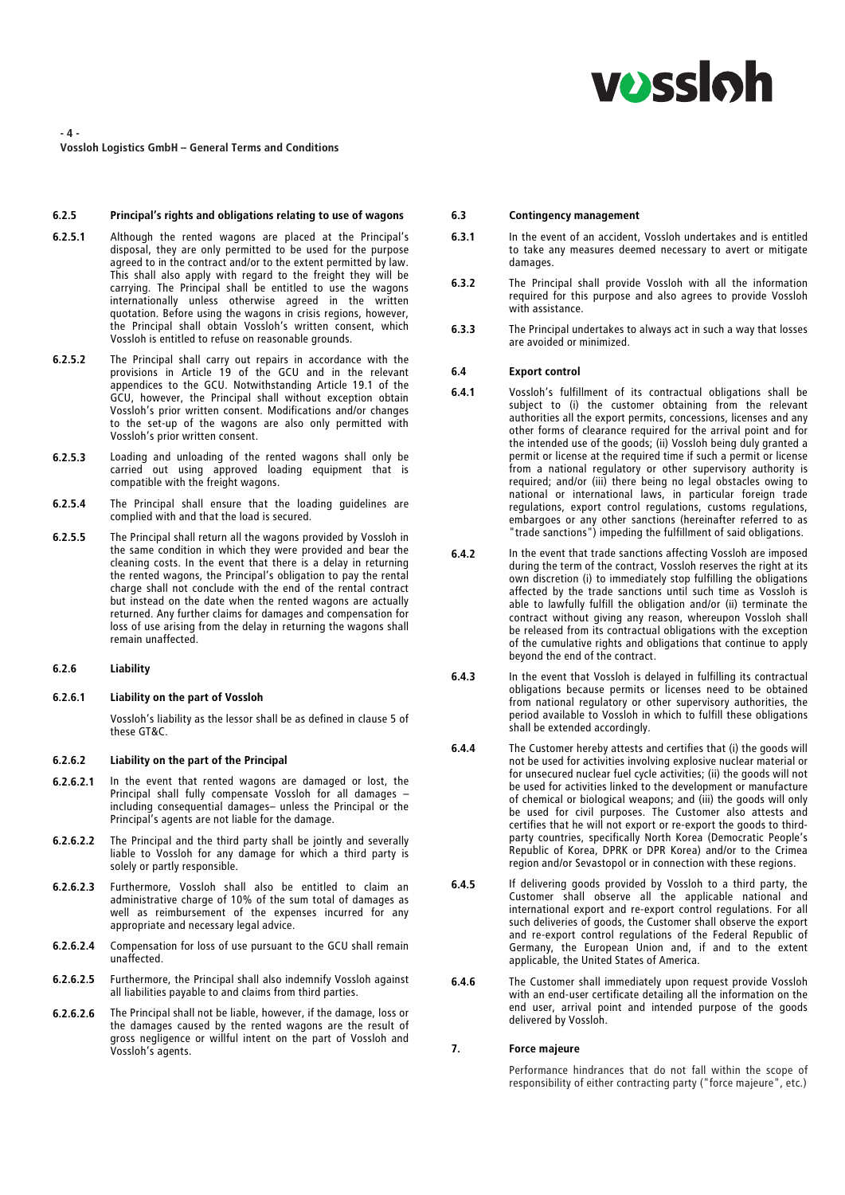#### 6.2.5 Principal's rights and obligations relating to use of wagons

**6.2.5.1** Although the rented wagons are placed at the Principal's disposal, they are only permitted to be used for the purpose agreed to in the contract and/or to the extent permitted by law. This shall also apply with regard to the freight they will be carrying. The Principal shall be entitled to use the wagons internationally unless otherwise agreed in the written quotation. Before using the wagons in crisis regions, however, the Principal shall obtain Vossloh's written consent, which Vossloh is entitled to refuse on reasonable grounds.

**6.2.5.2** The Principal shall carry out repairs in accordance with the provisions in Article 19 of the GCU and in the relevant appendices to the GCU. Notwithstanding Article 19.1 of the GCU, however, the Principal shall without exception obtain Vossloh's prior written consent. Modifications and/or changes to the set-up of the wagons are also only permitted with Vossloh's prior written consent.

**6.2.5.3** Loading and unloading of the rented wagons shall only be carried out using approved loading equipment that is compatible with the freight wagons.

**6.2.5.4** The Principal shall ensure that the loading guidelines are complied with and that the load is secured.

**6.2.5.5** The Principal shall return all the wagons provided by Vossloh in the same condition in which they were provided and bear the cleaning costs. In the event that there is a delay in returning the rented wagons, the Principal's obligation to pay the rental charge shall not conclude with the end of the rental contract but instead on the date when the rented wagons are actually returned. Any further claims for damages and compensation for loss of use arising from the delay in returning the wagons shall remain unaffected.

#### 6.2.6 Liability

**6.2.6.1 Liability on the part of Vossloh**

Vossloh's liability as the lessor shall be as defined in clause 5 of these GT&C.

**6.2.6.2 Liability on the part of the Principal**

**6.2.6.2.1** In the event that rented wagons are damaged or lost, the Principal shall fully compensate Vossloh for all damages – including consequential damages– unless the Principal or the Principal's agents are not liable for the damage.

**6.2.6.2.2** The Principal and the third party shall be jointly and severally liable to Vossloh for any damage for which a third party is solely or partly responsible.

**6.2.6.2.3** Furthermore, Vossloh shall also be entitled to claim an administrative charge of 10% of the sum total of damages as well as reimbursement of the expenses incurred for any appropriate and necessary legal advice.

**6.2.6.2.4** Compensation for loss of use pursuant to the GCU shall remain unaffected.

**6.2.6.2.5** Furthermore, the Principal shall also indemnify Vossloh against all liabilities payable to and claims from third parties.

**6.2.6.2.6** The Principal shall not be liable, however, if the damage, loss or the damages caused by the rented wagons are the result of gross negligence or willful intent on the part of Vossloh and Vossloh's agents.

### 6.3 Contingency management

**6.3.1** In the event of an accident, Vossloh undertakes and is entitled to take any measures deemed necessary to avert or mitigate damages.

**6.3.2** The Principal shall provide Vossloh with all the information required for this purpose and also agrees to provide Vossloh with assistance.

**6.3.3** The Principal undertakes to always act in such a way that losses are avoided or minimized.

### 6.4 Export control

**6.4.1** Vossloh's fulfillment of its contractual obligations shall be subject to (i) the customer obtaining from the relevant authorities all the export permits, concessions, licenses and any other forms of clearance required for the arrival point and for the intended use of the goods; (ii) Vossloh being duly granted a permit or license at the required time if such a permit or license from a national regulatory or other supervisory authority is required; and/or (iii) there being no legal obstacles owing to national or international laws, in particular foreign trade regulations, export control regulations, customs regulations, embargoes or any other sanctions (hereinafter referred to as "trade sanctions") impeding the fulfillment of said obligations.

**6.4.2** In the event that trade sanctions affecting Vossloh are imposed during the term of the contract, Vossloh reserves the right at its own discretion (i) to immediately stop fulfilling the obligations affected by the trade sanctions until such time as Vossloh is able to lawfully fulfill the obligation and/or (ii) terminate the contract without giving any reason, whereupon Vossloh shall be released from its contractual obligations with the exception of the cumulative rights and obligations that continue to apply beyond the end of the contract.

**6.4.3** In the event that Vossloh is delayed in fulfilling its contractual obligations because permits or licenses need to be obtained from national regulatory or other supervisory authorities, the period available to Vossloh in which to fulfill these obligations shall be extended accordingly.

**6.4.4** The Customer hereby attests and certifies that (i) the goods will not be used for activities involving explosive nuclear material or for unsecured nuclear fuel cycle activities; (ii) the goods will not be used for activities linked to the development or manufacture of chemical or biological weapons; and (iii) the goods will only be used for civil purposes. The Customer also attests and certifies that he will not export or re-export the goods to third-party countries, specifically North Korea (Democratic People's Republic of Korea, DPRK or DPR Korea) and/or to the Crimea region and/or Sevastopol or in connection with these regions.

**6.4.5** If delivering goods provided by Vossloh to a third party, the Customer shall observe all the applicable national and international export and re-export control regulations. For all such deliveries of goods, the Customer shall observe the export and re-export control regulations of the Federal Republic of Germany, the European Union and, if and to the extent applicable, the United States of America.

**6.4.6** The Customer shall immediately upon request provide Vossloh with an end-user certificate detailing all the information on the end user, arrival point and intended purpose of the goods delivered by Vossloh.

## 7. Force majeure

Performance hindrances that do not fall within the scope of responsibility of either contracting party ("force majeure", etc.)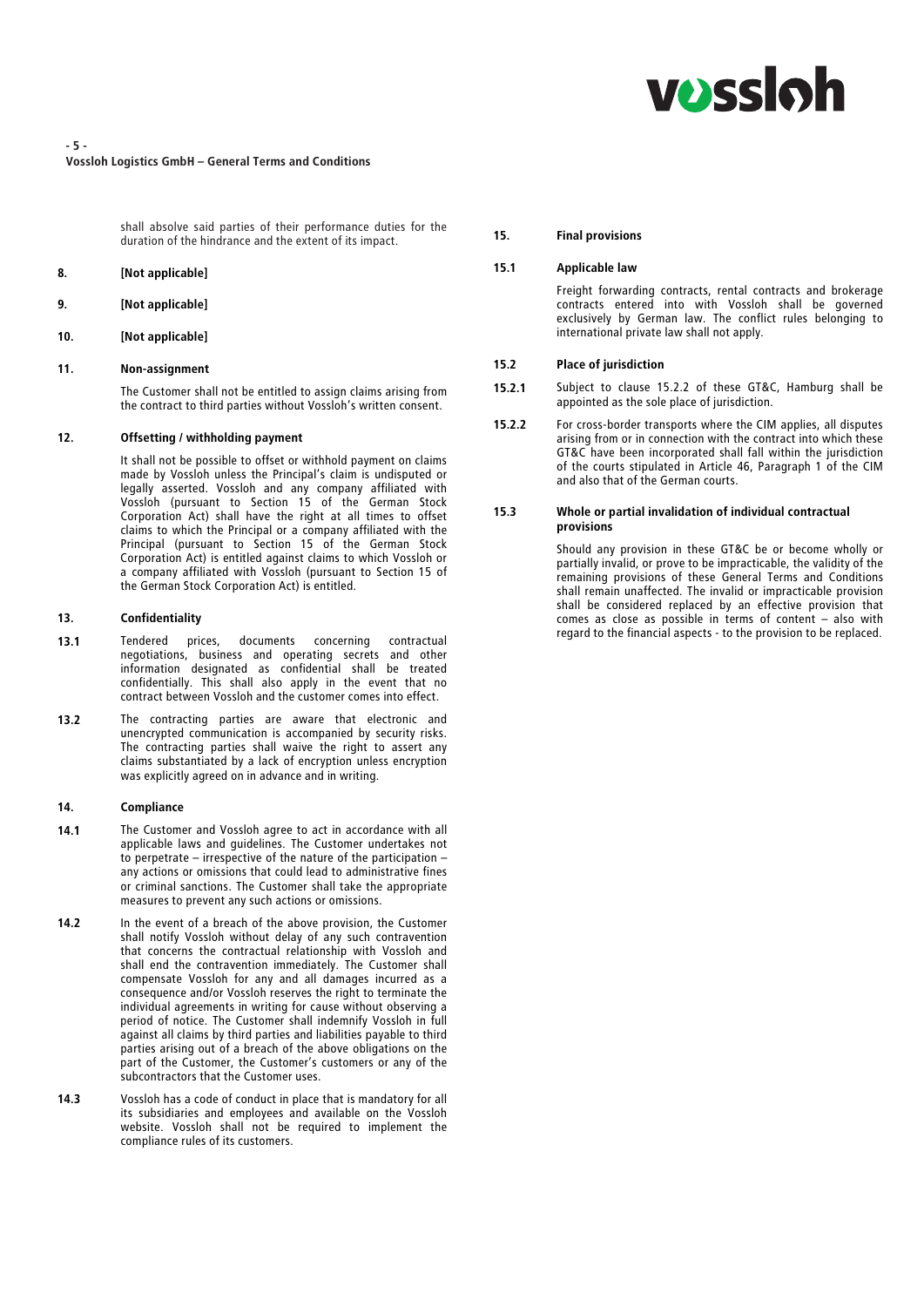shall absolve said parties of their performance duties for the duration of the hindrance and the extent of its impact.

## 8. [Not applicable]

## 9. [Not applicable]

## 10. [Not applicable]

## 11. Non-assignment

The Customer shall not be entitled to assign claims arising from the contract to third parties without Vossloh's written consent.

## 12. Offsetting / withholding payment

It shall not be possible to offset or withhold payment on claims made by Vossloh unless the Principal's claim is undisputed or legally asserted. Vossloh and any company affiliated with Vossloh (pursuant to Section 15 of the German Stock Corporation Act) shall have the right at all times to offset claims to which the Principal or a company affiliated with the Principal (pursuant to Section 15 of the German Stock Corporation Act) is entitled against claims to which Vossloh or a company affiliated with Vossloh (pursuant to Section 15 of the German Stock Corporation Act) is entitled.

## 13. Confidentiality

**13.1** Tendered prices, documents concerning contractual negotiations, business and operating secrets and other information designated as confidential shall be treated confidentially. This shall also apply in the event that no contract between Vossloh and the customer comes into effect.

**13.2** The contracting parties are aware that electronic and unencrypted communication is accompanied by security risks. The contracting parties shall waive the right to assert any claims substantiated by a lack of encryption unless encryption was explicitly agreed on in advance and in writing.

## 14. Compliance

**14.1** The Customer and Vossloh agree to act in accordance with all applicable laws and guidelines. The Customer undertakes not to perpetrate – irrespective of the nature of the participation – any actions or omissions that could lead to administrative fines or criminal sanctions. The Customer shall take the appropriate measures to prevent any such actions or omissions.

**14.2** In the event of a breach of the above provision, the Customer shall notify Vossloh without delay of any such contravention that concerns the contractual relationship with Vossloh and shall end the contravention immediately. The Customer shall compensate Vossloh for any and all damages incurred as a consequence and/or Vossloh reserves the right to terminate the individual agreements in writing for cause without observing a period of notice. The Customer shall indemnify Vossloh in full against all claims by third parties and liabilities payable to third parties arising out of a breach of the above obligations on the part of the Customer, the Customer's customers or any of the subcontractors that the Customer uses.

**14.3** Vossloh has a code of conduct in place that is mandatory for all its subsidiaries and employees and available on the Vossloh website. Vossloh shall not be required to implement the compliance rules of its customers.

## 15. Final provisions

### 15.1 Applicable law

Freight forwarding contracts, rental contracts and brokerage contracts entered into with Vossloh shall be governed exclusively by German law. The conflict rules belonging to international private law shall not apply.

### 15.2 Place of jurisdiction

**15.2.1** Subject to clause 15.2.2 of these GT&C, Hamburg shall be appointed as the sole place of jurisdiction.

**15.2.2** For cross-border transports where the CIM applies, all disputes arising from or in connection with the contract into which these GT&C have been incorporated shall fall within the jurisdiction of the courts stipulated in Article 46, Paragraph 1 of the CIM and also that of the German courts.

### 15.3 Whole or partial invalidation of individual contractual provisions

Should any provision in these GT&C be or become wholly or partially invalid, or prove to be impracticable, the validity of the remaining provisions of these General Terms and Conditions shall remain unaffected. The invalid or impracticable provision shall be considered replaced by an effective provision that comes as close as possible in terms of content – also with regard to the financial aspects - to the provision to be replaced.